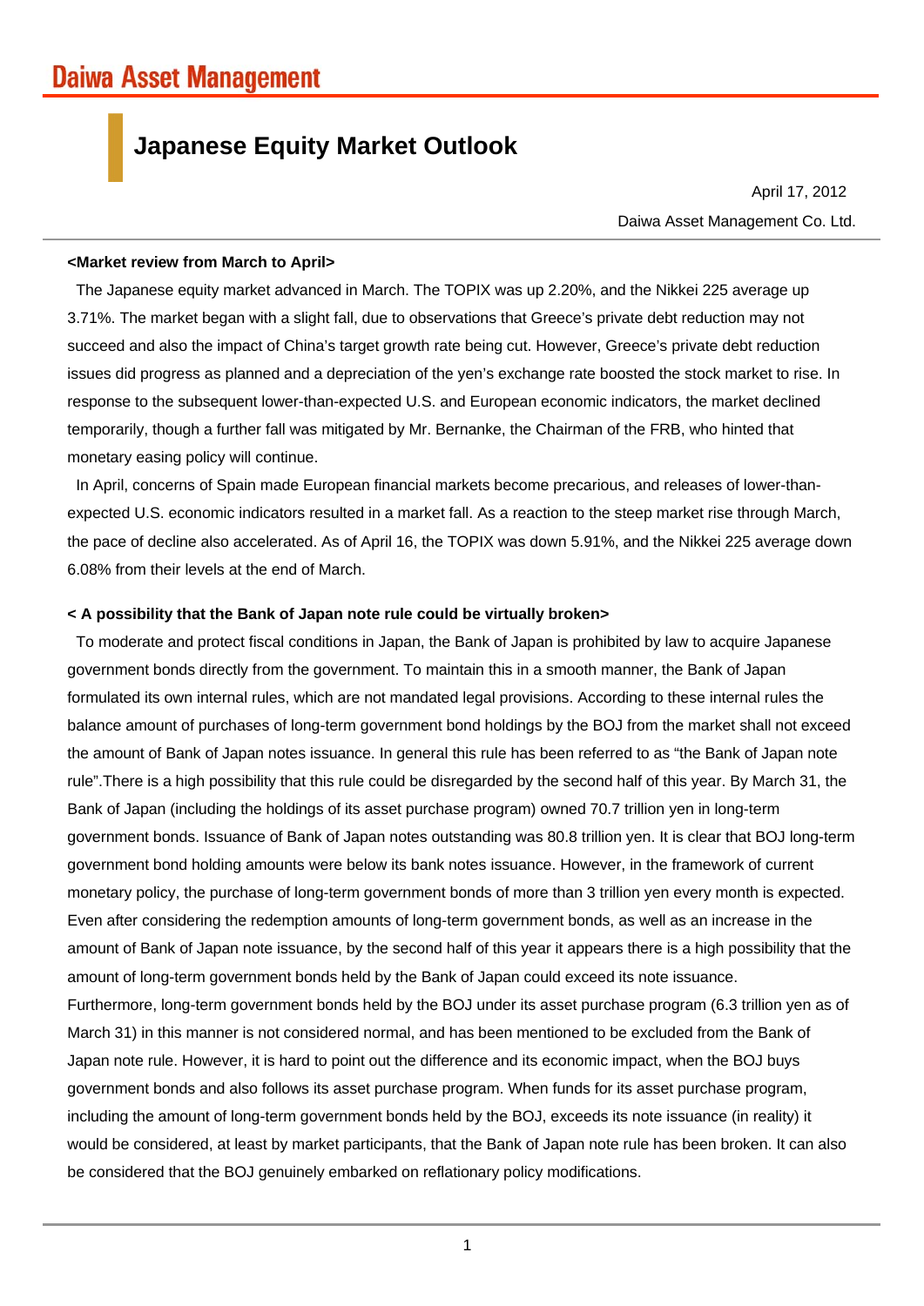Daiwa Asset Management

# Japanese Equity Market Outlook

April 17, 2012

Daiwa Asset Management Co. Ltd.

**<Market review from March to April>**

The Japanese equity market advanced in March. The TOPIX was up 2.20%, and the Nikkei 225 average up 3.71%. The market began with a slight fall, due to observations that Greece's private debt reduction may not succeed and also the impact of China's target growth rate being cut. However, Greece's private debt reduction issues did progress as planned and a depreciation of the yen's exchange rate boosted the stock market to rise. In response to the subsequent lower-than-expected U.S. and European economic indicators, the market declined temporarily, though a further fall was mitigated by Mr. Bernanke, the Chairman of the FRB, who hinted that monetary easing policy will continue.

In April, concerns of Spain made European financial markets become precarious, and releases of lower-than-expected U.S. economic indicators resulted in a market fall. As a reaction to the steep market rise through March, the pace of decline also accelerated. As of April 16, the TOPIX was down 5.91%, and the Nikkei 225 average down 6.08% from their levels at the end of March.

**< A possibility that the Bank of Japan note rule could be virtually broken>**

To moderate and protect fiscal conditions in Japan, the Bank of Japan is prohibited by law to acquire Japanese government bonds directly from the government. To maintain this in a smooth manner, the Bank of Japan formulated its own internal rules, which are not mandated legal provisions. According to these internal rules the balance amount of purchases of long-term government bond holdings by the BOJ from the market shall not exceed the amount of Bank of Japan notes issuance. In general this rule has been referred to as "the Bank of Japan note rule".There is a high possibility that this rule could be disregarded by the second half of this year. By March 31, the Bank of Japan (including the holdings of its asset purchase program) owned 70.7 trillion yen in long-term government bonds. Issuance of Bank of Japan notes outstanding was 80.8 trillion yen. It is clear that BOJ long-term government bond holding amounts were below its bank notes issuance. However, in the framework of current monetary policy, the purchase of long-term government bonds of more than 3 trillion yen every month is expected. Even after considering the redemption amounts of long-term government bonds, as well as an increase in the amount of Bank of Japan note issuance, by the second half of this year it appears there is a high possibility that the amount of long-term government bonds held by the Bank of Japan could exceed its note issuance.
Furthermore, long-term government bonds held by the BOJ under its asset purchase program (6.3 trillion yen as of March 31) in this manner is not considered normal, and has been mentioned to be excluded from the Bank of Japan note rule. However, it is hard to point out the difference and its economic impact, when the BOJ buys government bonds and also follows its asset purchase program. When funds for its asset purchase program, including the amount of long-term government bonds held by the BOJ, exceeds its note issuance (in reality) it would be considered, at least by market participants, that the Bank of Japan note rule has been broken. It can also be considered that the BOJ genuinely embarked on reflationary policy modifications.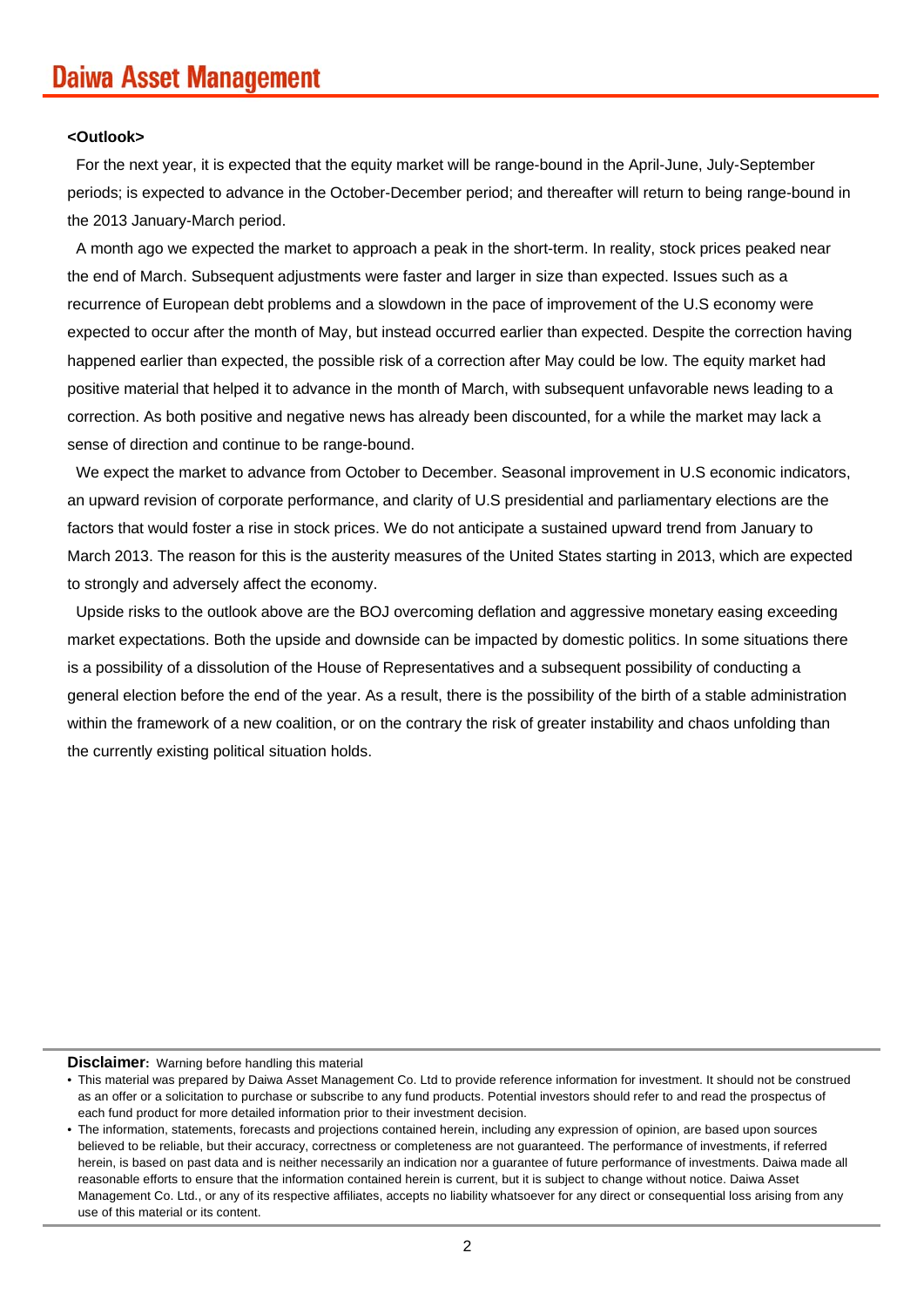**<Outlook>**

For the next year, it is expected that the equity market will be range-bound in the April-June, July-September periods; is expected to advance in the October-December period; and thereafter will return to being range-bound in the 2013 January-March period.

A month ago we expected the market to approach a peak in the short-term. In reality, stock prices peaked near the end of March. Subsequent adjustments were faster and larger in size than expected. Issues such as a recurrence of European debt problems and a slowdown in the pace of improvement of the U.S economy were expected to occur after the month of May, but instead occurred earlier than expected. Despite the correction having happened earlier than expected, the possible risk of a correction after May could be low. The equity market had positive material that helped it to advance in the month of March, with subsequent unfavorable news leading to a correction. As both positive and negative news has already been discounted, for a while the market may lack a sense of direction and continue to be range-bound.

We expect the market to advance from October to December. Seasonal improvement in U.S economic indicators, an upward revision of corporate performance, and clarity of U.S presidential and parliamentary elections are the factors that would foster a rise in stock prices. We do not anticipate a sustained upward trend from January to March 2013. The reason for this is the austerity measures of the United States starting in 2013, which are expected to strongly and adversely affect the economy.

Upside risks to the outlook above are the BOJ overcoming deflation and aggressive monetary easing exceeding market expectations. Both the upside and downside can be impacted by domestic politics. In some situations there is a possibility of a dissolution of the House of Representatives and a subsequent possibility of conducting a general election before the end of the year. As a result, there is the possibility of the birth of a stable administration within the framework of a new coalition, or on the contrary the risk of greater instability and chaos unfolding than the currently existing political situation holds.

**Disclaimer:** Warning before handling this material

- This material was prepared by Daiwa Asset Management Co. Ltd to provide reference information for investment. It should not be construed as an offer or a solicitation to purchase or subscribe to any fund products. Potential investors should refer to and read the prospectus of each fund product for more detailed information prior to their investment decision.
- The information, statements, forecasts and projections contained herein, including any expression of opinion, are based upon sources believed to be reliable, but their accuracy, correctness or completeness are not guaranteed. The performance of investments, if referred herein, is based on past data and is neither necessarily an indication nor a guarantee of future performance of investments. Daiwa made all reasonable efforts to ensure that the information contained herein is current, but it is subject to change without notice. Daiwa Asset Management Co. Ltd., or any of its respective affiliates, accepts no liability whatsoever for any direct or consequential loss arising from any use of this material or its content.